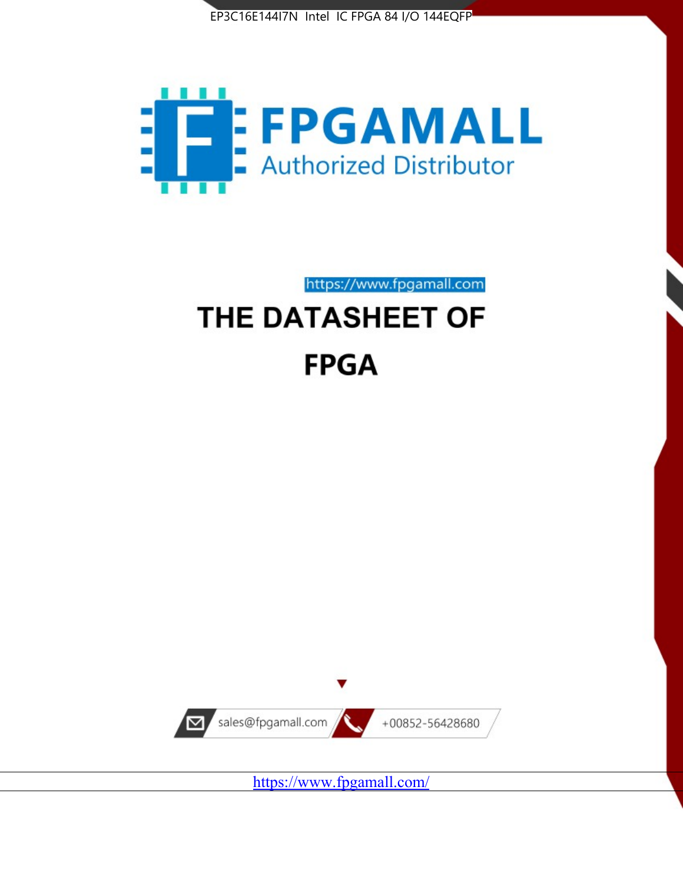EP3C16E144I7N Intel IC FPGA 84 I/O 144EQFP

FPGAMALL

Authorized Distributor

https://www.fpgamall.com

# THE DATASHEET OF

# FPGA

sales@fpgamall.com

+00852-56428680

https://www.fpgamall.com/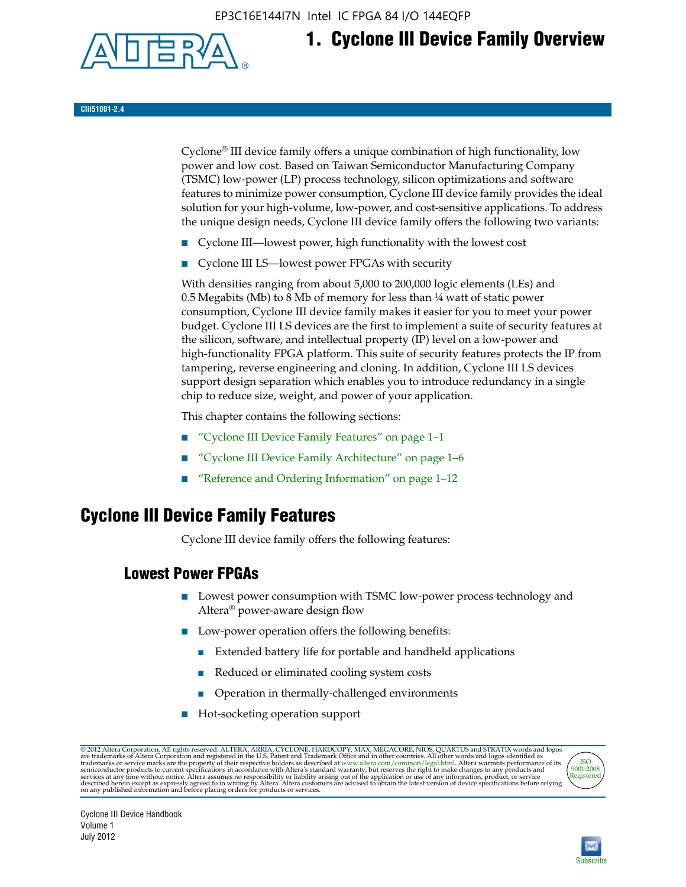# 1. Cyclone III Device Family Overview

CIII51001-2.4

Cyclone® III device family offers a unique combination of high functionality, low power and low cost. Based on Taiwan Semiconductor Manufacturing Company (TSMC) low-power (LP) process technology, silicon optimizations and software features to minimize power consumption, Cyclone III device family provides the ideal solution for your high-volume, low-power, and cost-sensitive applications. To address the unique design needs, Cyclone III device family offers the following two variants:

- Cyclone III—lowest power, high functionality with the lowest cost
- Cyclone III LS—lowest power FPGAs with security

With densities ranging from about 5,000 to 200,000 logic elements (LEs) and 0.5 Megabits (Mb) to 8 Mb of memory for less than ¼ watt of static power consumption, Cyclone III device family makes it easier for you to meet your power budget. Cyclone III LS devices are the first to implement a suite of security features at the silicon, software, and intellectual property (IP) level on a low-power and high-functionality FPGA platform. This suite of security features protects the IP from tampering, reverse engineering and cloning. In addition, Cyclone III LS devices support design separation which enables you to introduce redundancy in a single chip to reduce size, weight, and power of your application.

This chapter contains the following sections:

- "Cyclone III Device Family Features" on page 1–1
- "Cyclone III Device Family Architecture" on page 1–6
- "Reference and Ordering Information" on page 1–12

## Cyclone III Device Family Features

Cyclone III device family offers the following features:

### Lowest Power FPGAs

- Lowest power consumption with TSMC low-power process technology and Altera® power-aware design flow
- Low-power operation offers the following benefits:
  - Extended battery life for portable and handheld applications
  - Reduced or eliminated cooling system costs
  - Operation in thermally-challenged environments
- Hot-socketing operation support

© 2012 Altera Corporation. All rights reserved. ALTERA, ARRIA, CYCLONE, HARDCOPY, MAX, MEGACORE, NIOS, QUARTUS and STRATIX words and logos are trademarks of Altera Corporation and registered in the U.S. Patent and Trademark Office and in other countries. All other words and logos identified as trademarks or service marks are the property of their respective holders as described at www.altera.com/common/legal.html. Altera warrants performance of its semiconductor products to current specifications in accordance with Altera's standard warranty, but reserves the right to make changes to any products and services at any time without notice. Altera assumes no responsibility or liability arising out of the application or use of any information, product, or service described herein except as expressly agreed to in writing by Altera. Altera customers are advised to obtain the latest version of device specifications before relying on any published information and before placing orders for products or services.

Cyclone III Device Handbook
Volume 1
July 2012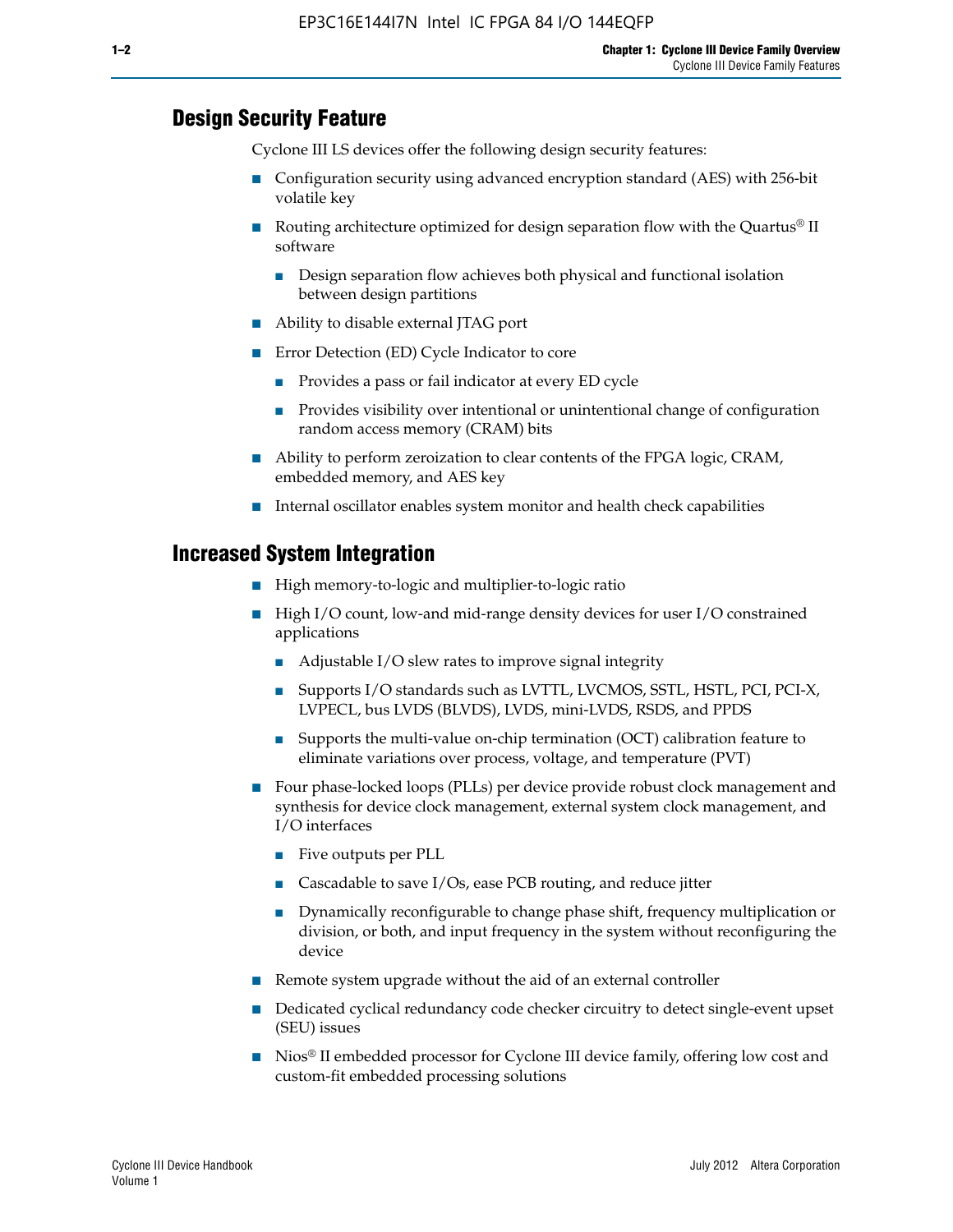## Design Security Feature

Cyclone III LS devices offer the following design security features:

- Configuration security using advanced encryption standard (AES) with 256-bit volatile key
- Routing architecture optimized for design separation flow with the Quartus® II software
  - Design separation flow achieves both physical and functional isolation between design partitions
- Ability to disable external JTAG port
- Error Detection (ED) Cycle Indicator to core
  - Provides a pass or fail indicator at every ED cycle
  - Provides visibility over intentional or unintentional change of configuration random access memory (CRAM) bits
- Ability to perform zeroization to clear contents of the FPGA logic, CRAM, embedded memory, and AES key
- Internal oscillator enables system monitor and health check capabilities

## Increased System Integration

- High memory-to-logic and multiplier-to-logic ratio
- High I/O count, low-and mid-range density devices for user I/O constrained applications
  - Adjustable I/O slew rates to improve signal integrity
  - Supports I/O standards such as LVTTL, LVCMOS, SSTL, HSTL, PCI, PCI-X, LVPECL, bus LVDS (BLVDS), LVDS, mini-LVDS, RSDS, and PPDS
  - Supports the multi-value on-chip termination (OCT) calibration feature to eliminate variations over process, voltage, and temperature (PVT)
- Four phase-locked loops (PLLs) per device provide robust clock management and synthesis for device clock management, external system clock management, and I/O interfaces
  - Five outputs per PLL
  - Cascadable to save I/Os, ease PCB routing, and reduce jitter
  - Dynamically reconfigurable to change phase shift, frequency multiplication or division, or both, and input frequency in the system without reconfiguring the device
- Remote system upgrade without the aid of an external controller
- Dedicated cyclical redundancy code checker circuitry to detect single-event upset (SEU) issues
- Nios® II embedded processor for Cyclone III device family, offering low cost and custom-fit embedded processing solutions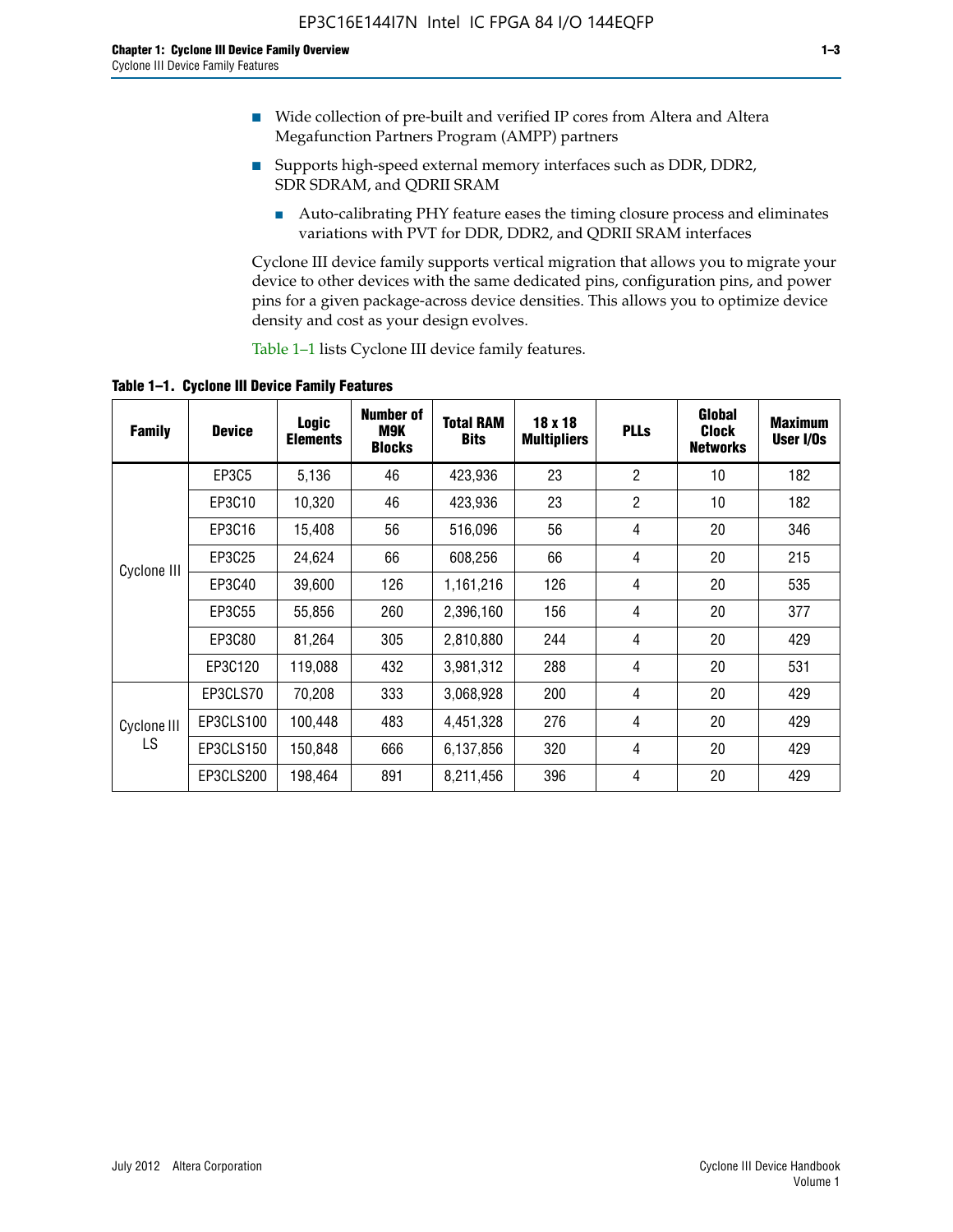- Wide collection of pre-built and verified IP cores from Altera and Altera Megafunction Partners Program (AMPP) partners
- Supports high-speed external memory interfaces such as DDR, DDR2, SDR SDRAM, and QDRII SRAM
  - Auto-calibrating PHY feature eases the timing closure process and eliminates variations with PVT for DDR, DDR2, and QDRII SRAM interfaces

Cyclone III device family supports vertical migration that allows you to migrate your device to other devices with the same dedicated pins, configuration pins, and power pins for a given package-across device densities. This allows you to optimize device density and cost as your design evolves.

Table 1–1 lists Cyclone III device family features.

**Table 1–1. Cyclone III Device Family Features**

| Family | Device | Logic Elements | Number of M9K Blocks | Total RAM Bits | 18 x 18 Multipliers | PLLs | Global Clock Networks | Maximum User I/Os |
|---|---|---|---|---|---|---|---|---|
| Cyclone III | EP3C5 | 5,136 | 46 | 423,936 | 23 | 2 | 10 | 182 |
| | EP3C10 | 10,320 | 46 | 423,936 | 23 | 2 | 10 | 182 |
| | EP3C16 | 15,408 | 56 | 516,096 | 56 | 4 | 20 | 346 |
| | EP3C25 | 24,624 | 66 | 608,256 | 66 | 4 | 20 | 215 |
| | EP3C40 | 39,600 | 126 | 1,161,216 | 126 | 4 | 20 | 535 |
| | EP3C55 | 55,856 | 260 | 2,396,160 | 156 | 4 | 20 | 377 |
| | EP3C80 | 81,264 | 305 | 2,810,880 | 244 | 4 | 20 | 429 |
| | EP3C120 | 119,088 | 432 | 3,981,312 | 288 | 4 | 20 | 531 |
| Cyclone III LS | EP3CLS70 | 70,208 | 333 | 3,068,928 | 200 | 4 | 20 | 429 |
| | EP3CLS100 | 100,448 | 483 | 4,451,328 | 276 | 4 | 20 | 429 |
| | EP3CLS150 | 150,848 | 666 | 6,137,856 | 320 | 4 | 20 | 429 |
| | EP3CLS200 | 198,464 | 891 | 8,211,456 | 396 | 4 | 20 | 429 |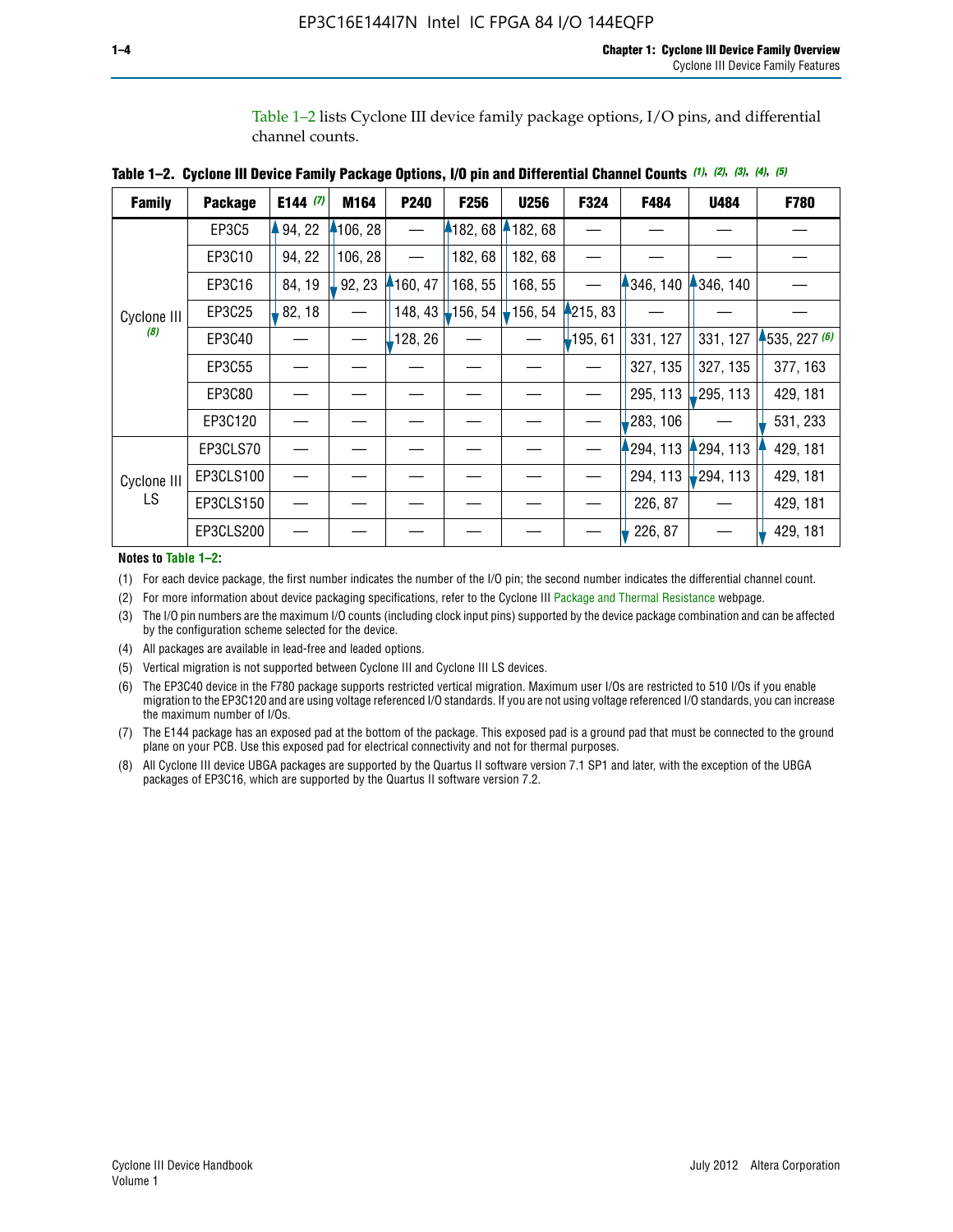Table 1–2 lists Cyclone III device family package options, I/O pins, and differential channel counts.

**Table 1–2. Cyclone III Device Family Package Options, I/O pin and Differential Channel Counts (1), (2), (3), (4), (5)**

| Family | Package | E144 (7) | M164 | P240 | F256 | U256 | F324 | F484 | U484 | F780 |
|---|---|---|---|---|---|---|---|---|---|---|
| Cyclone III (8) | EP3C5 | 94, 22 | 106, 28 | — | 182, 68 | 182, 68 | — | — | — | — |
| | EP3C10 | 94, 22 | 106, 28 | — | 182, 68 | 182, 68 | — | — | — | — |
| | EP3C16 | 84, 19 | 92, 23 | 160, 47 | 168, 55 | 168, 55 | — | 346, 140 | 346, 140 | — |
| | EP3C25 | 82, 18 | — | 148, 43 | 156, 54 | 156, 54 | 215, 83 | — | — | — |
| | EP3C40 | — | — | 128, 26 | — | — | 195, 61 | 331, 127 | 331, 127 | 535, 227 (6) |
| | EP3C55 | — | — | — | — | — | — | 327, 135 | 327, 135 | 377, 163 |
| | EP3C80 | — | — | — | — | — | — | 295, 113 | 295, 113 | 429, 181 |
| | EP3C120 | — | — | — | — | — | — | 283, 106 | — | 531, 233 |
| Cyclone III LS | EP3CLS70 | — | — | — | — | — | — | 294, 113 | 294, 113 | 429, 181 |
| | EP3CLS100 | — | — | — | — | — | — | 294, 113 | 294, 113 | 429, 181 |
| | EP3CLS150 | — | — | — | — | — | — | 226, 87 | — | 429, 181 |
| | EP3CLS200 | — | — | — | — | — | — | 226, 87 | — | 429, 181 |

**Notes to Table 1–2:**

(1) For each device package, the first number indicates the number of the I/O pin; the second number indicates the differential channel count.

(2) For more information about device packaging specifications, refer to the Cyclone III Package and Thermal Resistance webpage.

(3) The I/O pin numbers are the maximum I/O counts (including clock input pins) supported by the device package combination and can be affected by the configuration scheme selected for the device.

(4) All packages are available in lead-free and leaded options.

(5) Vertical migration is not supported between Cyclone III and Cyclone III LS devices.

(6) The EP3C40 device in the F780 package supports restricted vertical migration. Maximum user I/Os are restricted to 510 I/Os if you enable migration to the EP3C120 and are using voltage referenced I/O standards. If you are not using voltage referenced I/O standards, you can increase the maximum number of I/Os.

(7) The E144 package has an exposed pad at the bottom of the package. This exposed pad is a ground pad that must be connected to the ground plane on your PCB. Use this exposed pad for electrical connectivity and not for thermal purposes.

(8) All Cyclone III device UBGA packages are supported by the Quartus II software version 7.1 SP1 and later, with the exception of the UBGA packages of EP3C16, which are supported by the Quartus II software version 7.2.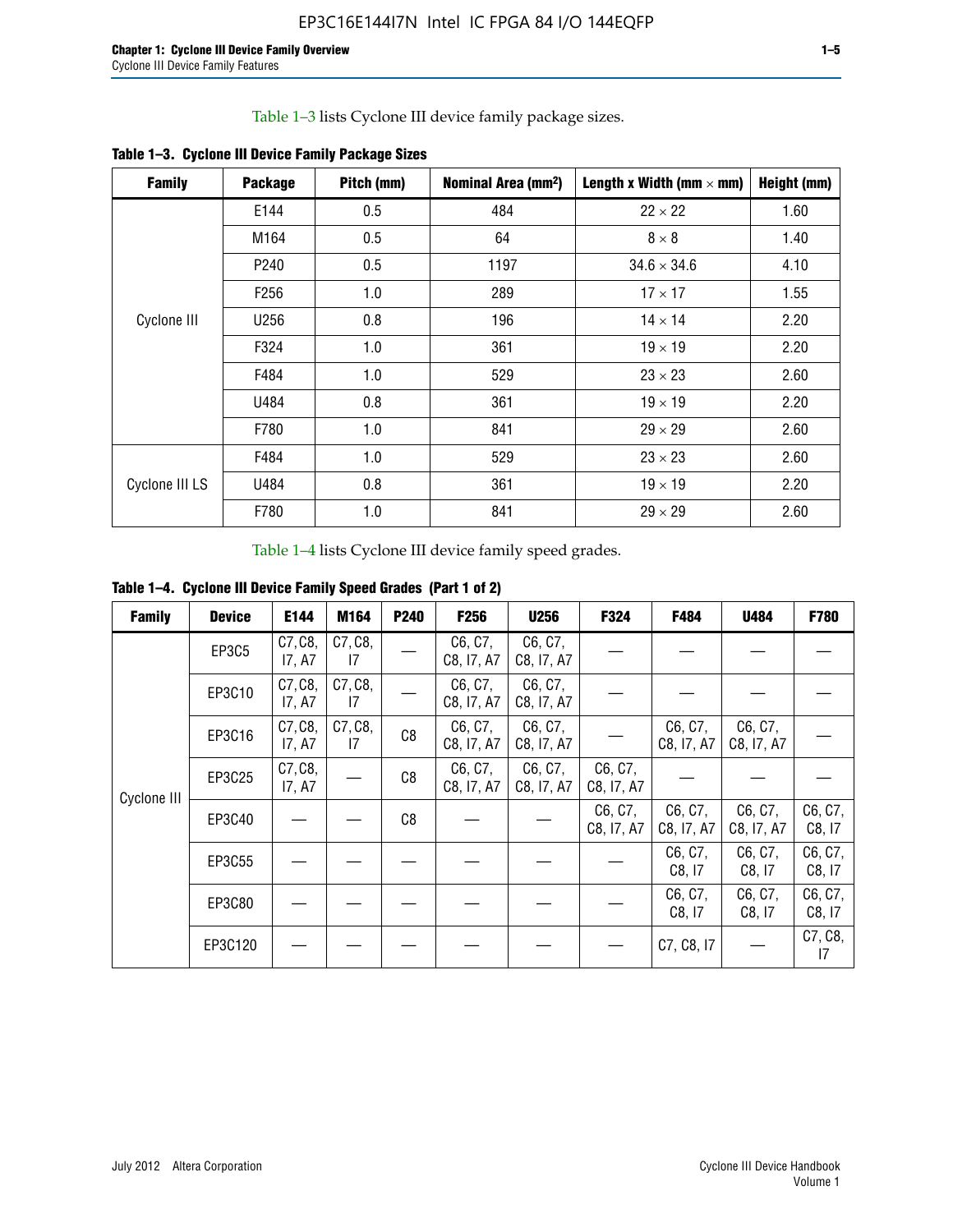Table 1–3 lists Cyclone III device family package sizes.

**Table 1–3. Cyclone III Device Family Package Sizes**

| Family | Package | Pitch (mm) | Nominal Area (mm²) | Length x Width (mm × mm) | Height (mm) |
|---|---|---|---|---|---|
| Cyclone III | E144 | 0.5 | 484 | 22 × 22 | 1.60 |
| | M164 | 0.5 | 64 | 8 × 8 | 1.40 |
| | P240 | 0.5 | 1197 | 34.6 × 34.6 | 4.10 |
| | F256 | 1.0 | 289 | 17 × 17 | 1.55 |
| | U256 | 0.8 | 196 | 14 × 14 | 2.20 |
| | F324 | 1.0 | 361 | 19 × 19 | 2.20 |
| | F484 | 1.0 | 529 | 23 × 23 | 2.60 |
| | U484 | 0.8 | 361 | 19 × 19 | 2.20 |
| | F780 | 1.0 | 841 | 29 × 29 | 2.60 |
| Cyclone III LS | F484 | 1.0 | 529 | 23 × 23 | 2.60 |
| | U484 | 0.8 | 361 | 19 × 19 | 2.20 |
| | F780 | 1.0 | 841 | 29 × 29 | 2.60 |

Table 1–4 lists Cyclone III device family speed grades.

**Table 1–4. Cyclone III Device Family Speed Grades (Part 1 of 2)**

| Family | Device | E144 | M164 | P240 | F256 | U256 | F324 | F484 | U484 | F780 |
|---|---|---|---|---|---|---|---|---|---|---|
| Cyclone III | EP3C5 | C7, C8, I7, A7 | C7, C8, I7 | — | C6, C7, C8, I7, A7 | C6, C7, C8, I7, A7 | — | — | — | — |
| | EP3C10 | C7, C8, I7, A7 | C7, C8, I7 | — | C6, C7, C8, I7, A7 | C6, C7, C8, I7, A7 | — | — | — | — |
| | EP3C16 | C7, C8, I7, A7 | C7, C8, I7 | C8 | C6, C7, C8, I7, A7 | C6, C7, C8, I7, A7 | — | C6, C7, C8, I7, A7 | C6, C7, C8, I7, A7 | — |
| | EP3C25 | C7, C8, I7, A7 | — | C8 | C6, C7, C8, I7, A7 | C6, C7, C8, I7, A7 | C6, C7, C8, I7, A7 | — | — | — |
| | EP3C40 | — | — | C8 | — | — | C6, C7, C8, I7, A7 | C6, C7, C8, I7, A7 | C6, C7, C8, I7, A7 | C6, C7, C8, I7 |
| | EP3C55 | — | — | — | — | — | — | C6, C7, C8, I7 | C6, C7, C8, I7 | C6, C7, C8, I7 |
| | EP3C80 | — | — | — | — | — | — | C6, C7, C8, I7 | C6, C7, C8, I7 | C6, C7, C8, I7 |
| | EP3C120 | — | — | — | — | — | — | C7, C8, I7 | — | C7, C8, I7 |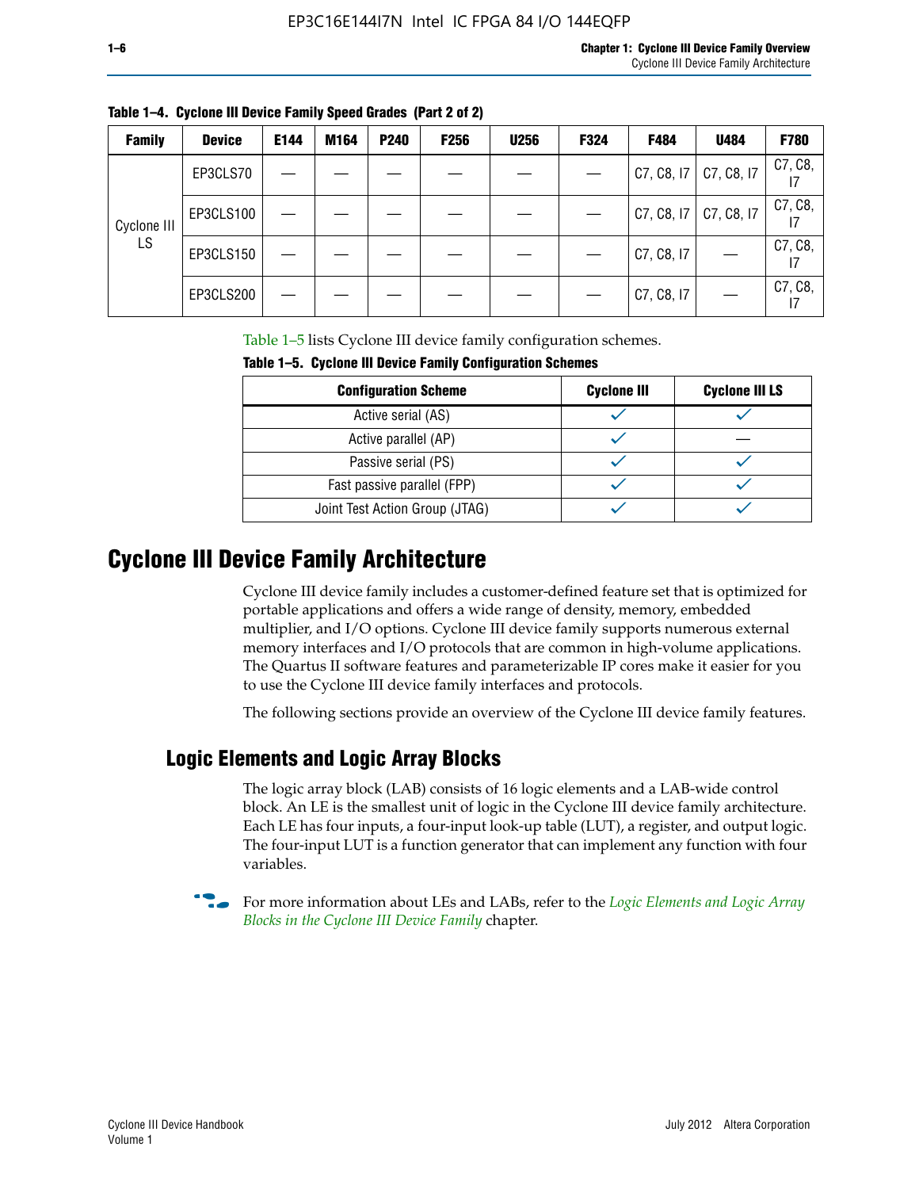Table 1–4. Cyclone III Device Family Speed Grades (Part 2 of 2)

| Family | Device | E144 | M164 | P240 | F256 | U256 | F324 | F484 | U484 | F780 |
|---|---|---|---|---|---|---|---|---|---|---|
| Cyclone III LS | EP3CLS70 | — | — | — | — | — | — | C7, C8, I7 | C7, C8, I7 | C7, C8, I7 |
| | EP3CLS100 | — | — | — | — | — | — | C7, C8, I7 | C7, C8, I7 | C7, C8, I7 |
| | EP3CLS150 | — | — | — | — | — | — | C7, C8, I7 | — | C7, C8, I7 |
| | EP3CLS200 | — | — | — | — | — | — | C7, C8, I7 | — | C7, C8, I7 |

Table 1–5 lists Cyclone III device family configuration schemes.

Table 1–5. Cyclone III Device Family Configuration Schemes

| Configuration Scheme | Cyclone III | Cyclone III LS |
|---|---|---|
| Active serial (AS) | ✓ | ✓ |
| Active parallel (AP) | ✓ | — |
| Passive serial (PS) | ✓ | ✓ |
| Fast passive parallel (FPP) | ✓ | ✓ |
| Joint Test Action Group (JTAG) | ✓ | ✓ |

# Cyclone III Device Family Architecture

Cyclone III device family includes a customer-defined feature set that is optimized for portable applications and offers a wide range of density, memory, embedded multiplier, and I/O options. Cyclone III device family supports numerous external memory interfaces and I/O protocols that are common in high-volume applications. The Quartus II software features and parameterizable IP cores make it easier for you to use the Cyclone III device family interfaces and protocols.

The following sections provide an overview of the Cyclone III device family features.

## Logic Elements and Logic Array Blocks

The logic array block (LAB) consists of 16 logic elements and a LAB-wide control block. An LE is the smallest unit of logic in the Cyclone III device family architecture. Each LE has four inputs, a four-input look-up table (LUT), a register, and output logic. The four-input LUT is a function generator that can implement any function with four variables.

For more information about LEs and LABs, refer to the *Logic Elements and Logic Array Blocks in the Cyclone III Device Family* chapter.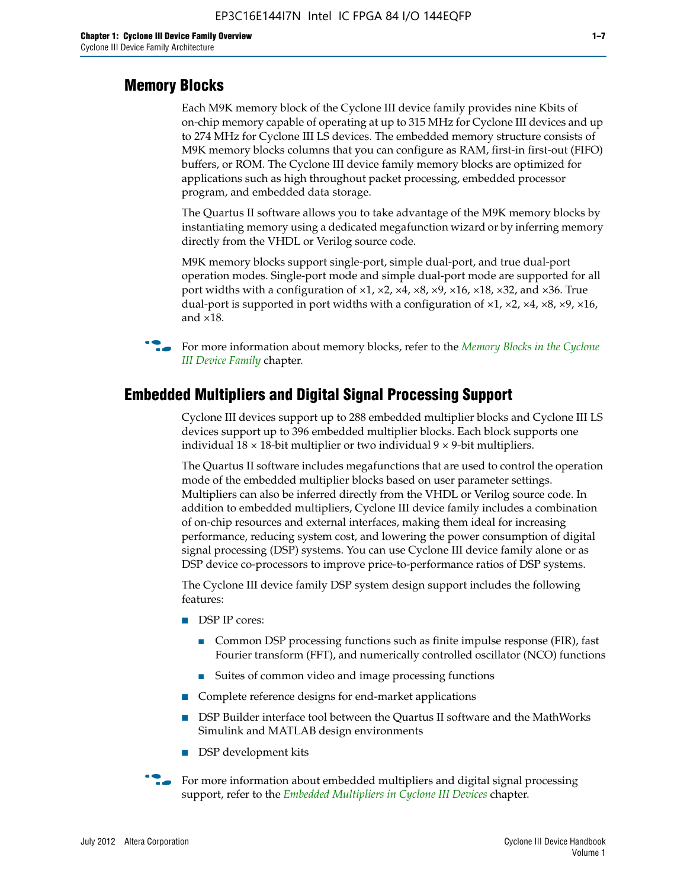## Memory Blocks

Each M9K memory block of the Cyclone III device family provides nine Kbits of on-chip memory capable of operating at up to 315 MHz for Cyclone III devices and up to 274 MHz for Cyclone III LS devices. The embedded memory structure consists of M9K memory blocks columns that you can configure as RAM, first-in first-out (FIFO) buffers, or ROM. The Cyclone III device family memory blocks are optimized for applications such as high throughout packet processing, embedded processor program, and embedded data storage.

The Quartus II software allows you to take advantage of the M9K memory blocks by instantiating memory using a dedicated megafunction wizard or by inferring memory directly from the VHDL or Verilog source code.

M9K memory blocks support single-port, simple dual-port, and true dual-port operation modes. Single-port mode and simple dual-port mode are supported for all port widths with a configuration of ×1, ×2, ×4, ×8, ×9, ×16, ×18, ×32, and ×36. True dual-port is supported in port widths with a configuration of ×1, ×2, ×4, ×8, ×9, ×16, and ×18.

For more information about memory blocks, refer to the *Memory Blocks in the Cyclone III Device Family* chapter.

## Embedded Multipliers and Digital Signal Processing Support

Cyclone III devices support up to 288 embedded multiplier blocks and Cyclone III LS devices support up to 396 embedded multiplier blocks. Each block supports one individual 18 × 18-bit multiplier or two individual 9 × 9-bit multipliers.

The Quartus II software includes megafunctions that are used to control the operation mode of the embedded multiplier blocks based on user parameter settings. Multipliers can also be inferred directly from the VHDL or Verilog source code. In addition to embedded multipliers, Cyclone III device family includes a combination of on-chip resources and external interfaces, making them ideal for increasing performance, reducing system cost, and lowering the power consumption of digital signal processing (DSP) systems. You can use Cyclone III device family alone or as DSP device co-processors to improve price-to-performance ratios of DSP systems.

The Cyclone III device family DSP system design support includes the following features:

- DSP IP cores:
  - Common DSP processing functions such as finite impulse response (FIR), fast Fourier transform (FFT), and numerically controlled oscillator (NCO) functions
  - Suites of common video and image processing functions
- Complete reference designs for end-market applications
- DSP Builder interface tool between the Quartus II software and the MathWorks Simulink and MATLAB design environments
- DSP development kits

For more information about embedded multipliers and digital signal processing support, refer to the *Embedded Multipliers in Cyclone III Devices* chapter.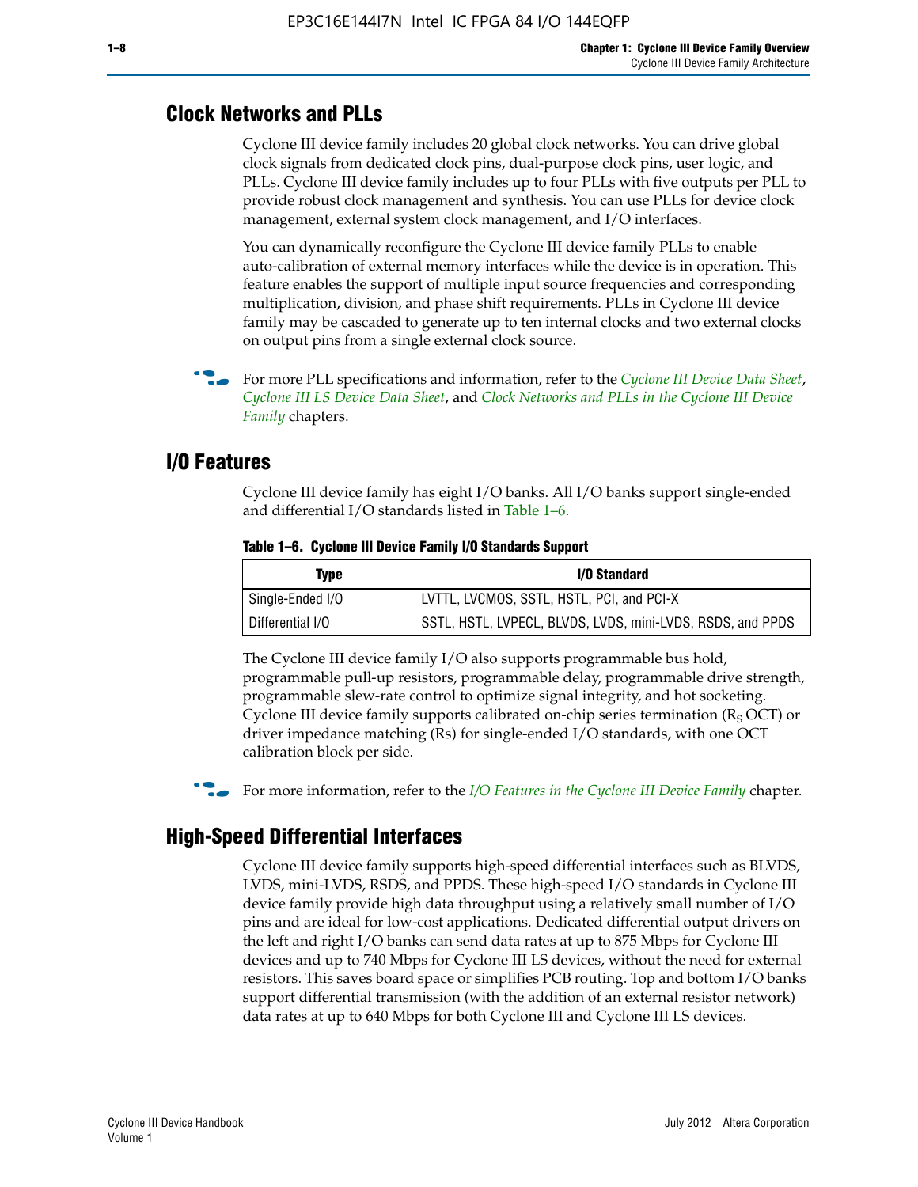## Clock Networks and PLLs

Cyclone III device family includes 20 global clock networks. You can drive global clock signals from dedicated clock pins, dual-purpose clock pins, user logic, and PLLs. Cyclone III device family includes up to four PLLs with five outputs per PLL to provide robust clock management and synthesis. You can use PLLs for device clock management, external system clock management, and I/O interfaces.

You can dynamically reconfigure the Cyclone III device family PLLs to enable auto-calibration of external memory interfaces while the device is in operation. This feature enables the support of multiple input source frequencies and corresponding multiplication, division, and phase shift requirements. PLLs in Cyclone III device family may be cascaded to generate up to ten internal clocks and two external clocks on output pins from a single external clock source.

For more PLL specifications and information, refer to the *Cyclone III Device Data Sheet*, *Cyclone III LS Device Data Sheet*, and *Clock Networks and PLLs in the Cyclone III Device Family* chapters.

## I/O Features

Cyclone III device family has eight I/O banks. All I/O banks support single-ended and differential I/O standards listed in Table 1–6.

**Table 1–6. Cyclone III Device Family I/O Standards Support**

| Type | I/O Standard |
|---|---|
| Single-Ended I/O | LVTTL, LVCMOS, SSTL, HSTL, PCI, and PCI-X |
| Differential I/O | SSTL, HSTL, LVPECL, BLVDS, LVDS, mini-LVDS, RSDS, and PPDS |

The Cyclone III device family I/O also supports programmable bus hold, programmable pull-up resistors, programmable delay, programmable drive strength, programmable slew-rate control to optimize signal integrity, and hot socketing. Cyclone III device family supports calibrated on-chip series termination ($R_S$ OCT) or driver impedance matching (Rs) for single-ended I/O standards, with one OCT calibration block per side.

For more information, refer to the *I/O Features in the Cyclone III Device Family* chapter.

## High-Speed Differential Interfaces

Cyclone III device family supports high-speed differential interfaces such as BLVDS, LVDS, mini-LVDS, RSDS, and PPDS. These high-speed I/O standards in Cyclone III device family provide high data throughput using a relatively small number of I/O pins and are ideal for low-cost applications. Dedicated differential output drivers on the left and right I/O banks can send data rates at up to 875 Mbps for Cyclone III devices and up to 740 Mbps for Cyclone III LS devices, without the need for external resistors. This saves board space or simplifies PCB routing. Top and bottom I/O banks support differential transmission (with the addition of an external resistor network) data rates at up to 640 Mbps for both Cyclone III and Cyclone III LS devices.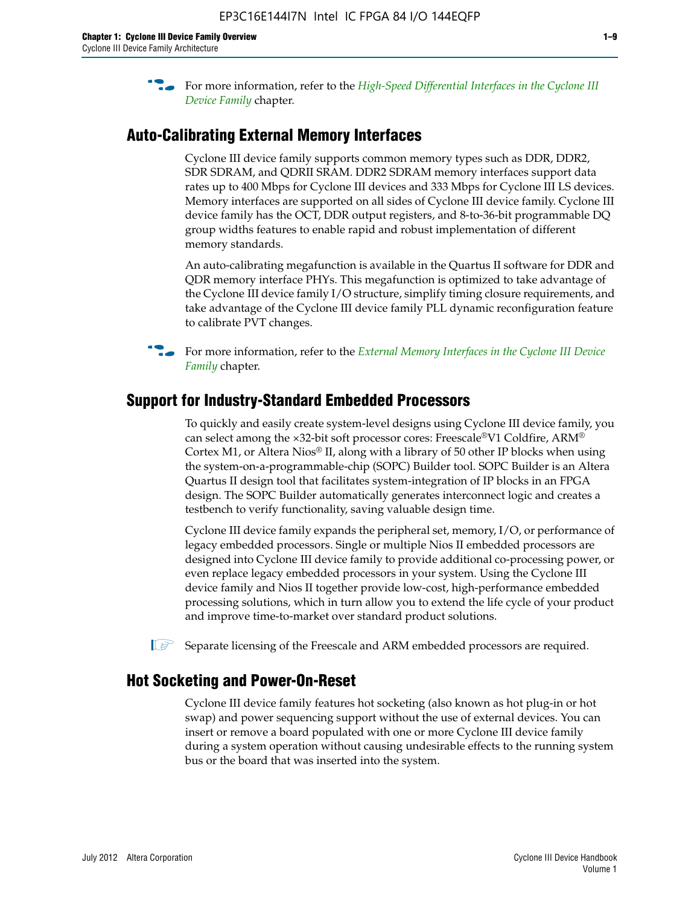For more information, refer to the *High-Speed Differential Interfaces in the Cyclone III Device Family* chapter.

## Auto-Calibrating External Memory Interfaces

Cyclone III device family supports common memory types such as DDR, DDR2, SDR SDRAM, and QDRII SRAM. DDR2 SDRAM memory interfaces support data rates up to 400 Mbps for Cyclone III devices and 333 Mbps for Cyclone III LS devices. Memory interfaces are supported on all sides of Cyclone III device family. Cyclone III device family has the OCT, DDR output registers, and 8-to-36-bit programmable DQ group widths features to enable rapid and robust implementation of different memory standards.

An auto-calibrating megafunction is available in the Quartus II software for DDR and QDR memory interface PHYs. This megafunction is optimized to take advantage of the Cyclone III device family I/O structure, simplify timing closure requirements, and take advantage of the Cyclone III device family PLL dynamic reconfiguration feature to calibrate PVT changes.

For more information, refer to the *External Memory Interfaces in the Cyclone III Device Family* chapter.

## Support for Industry-Standard Embedded Processors

To quickly and easily create system-level designs using Cyclone III device family, you can select among the ×32-bit soft processor cores: Freescale®V1 Coldfire, ARM® Cortex M1, or Altera Nios® II, along with a library of 50 other IP blocks when using the system-on-a-programmable-chip (SOPC) Builder tool. SOPC Builder is an Altera Quartus II design tool that facilitates system-integration of IP blocks in an FPGA design. The SOPC Builder automatically generates interconnect logic and creates a testbench to verify functionality, saving valuable design time.

Cyclone III device family expands the peripheral set, memory, I/O, or performance of legacy embedded processors. Single or multiple Nios II embedded processors are designed into Cyclone III device family to provide additional co-processing power, or even replace legacy embedded processors in your system. Using the Cyclone III device family and Nios II together provide low-cost, high-performance embedded processing solutions, which in turn allow you to extend the life cycle of your product and improve time-to-market over standard product solutions.

Separate licensing of the Freescale and ARM embedded processors are required.

## Hot Socketing and Power-On-Reset

Cyclone III device family features hot socketing (also known as hot plug-in or hot swap) and power sequencing support without the use of external devices. You can insert or remove a board populated with one or more Cyclone III device family during a system operation without causing undesirable effects to the running system bus or the board that was inserted into the system.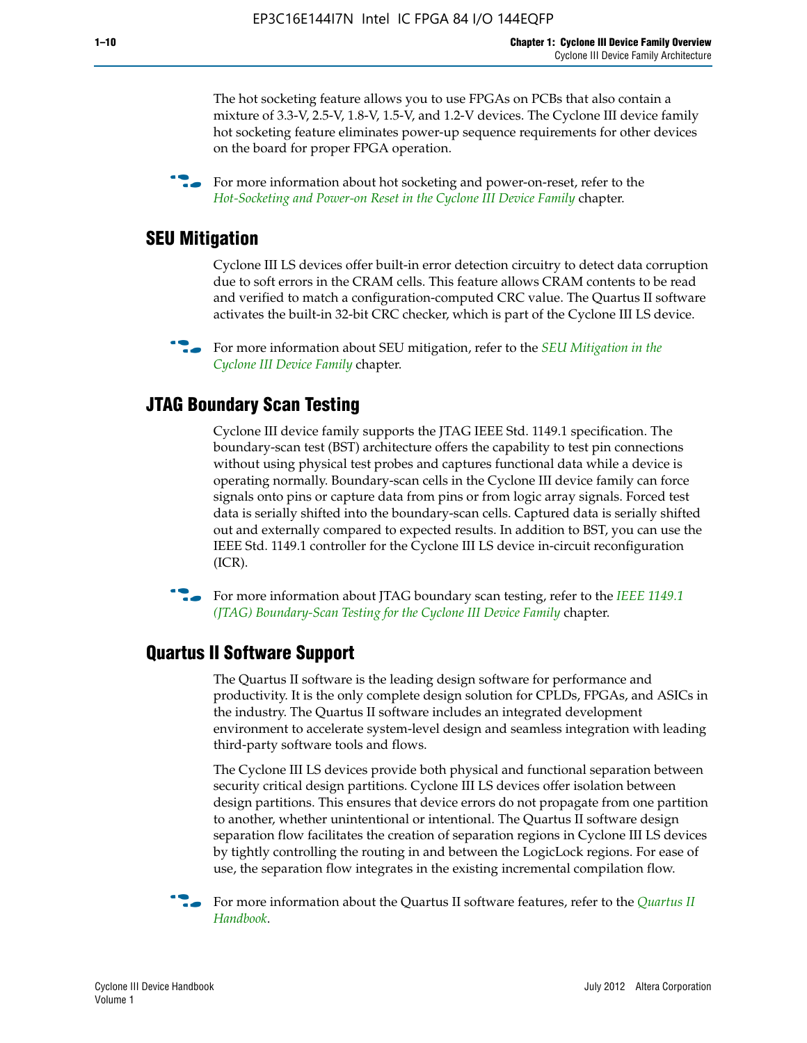The hot socketing feature allows you to use FPGAs on PCBs that also contain a mixture of 3.3-V, 2.5-V, 1.8-V, 1.5-V, and 1.2-V devices. The Cyclone III device family hot socketing feature eliminates power-up sequence requirements for other devices on the board for proper FPGA operation.

For more information about hot socketing and power-on-reset, refer to the *Hot-Socketing and Power-on Reset in the Cyclone III Device Family* chapter.

## SEU Mitigation

Cyclone III LS devices offer built-in error detection circuitry to detect data corruption due to soft errors in the CRAM cells. This feature allows CRAM contents to be read and verified to match a configuration-computed CRC value. The Quartus II software activates the built-in 32-bit CRC checker, which is part of the Cyclone III LS device.

For more information about SEU mitigation, refer to the *SEU Mitigation in the Cyclone III Device Family* chapter.

## JTAG Boundary Scan Testing

Cyclone III device family supports the JTAG IEEE Std. 1149.1 specification. The boundary-scan test (BST) architecture offers the capability to test pin connections without using physical test probes and captures functional data while a device is operating normally. Boundary-scan cells in the Cyclone III device family can force signals onto pins or capture data from pins or from logic array signals. Forced test data is serially shifted into the boundary-scan cells. Captured data is serially shifted out and externally compared to expected results. In addition to BST, you can use the IEEE Std. 1149.1 controller for the Cyclone III LS device in-circuit reconfiguration (ICR).

For more information about JTAG boundary scan testing, refer to the *IEEE 1149.1 (JTAG) Boundary-Scan Testing for the Cyclone III Device Family* chapter.

## Quartus II Software Support

The Quartus II software is the leading design software for performance and productivity. It is the only complete design solution for CPLDs, FPGAs, and ASICs in the industry. The Quartus II software includes an integrated development environment to accelerate system-level design and seamless integration with leading third-party software tools and flows.

The Cyclone III LS devices provide both physical and functional separation between security critical design partitions. Cyclone III LS devices offer isolation between design partitions. This ensures that device errors do not propagate from one partition to another, whether unintentional or intentional. The Quartus II software design separation flow facilitates the creation of separation regions in Cyclone III LS devices by tightly controlling the routing in and between the LogicLock regions. For ease of use, the separation flow integrates in the existing incremental compilation flow.

For more information about the Quartus II software features, refer to the *Quartus II Handbook*.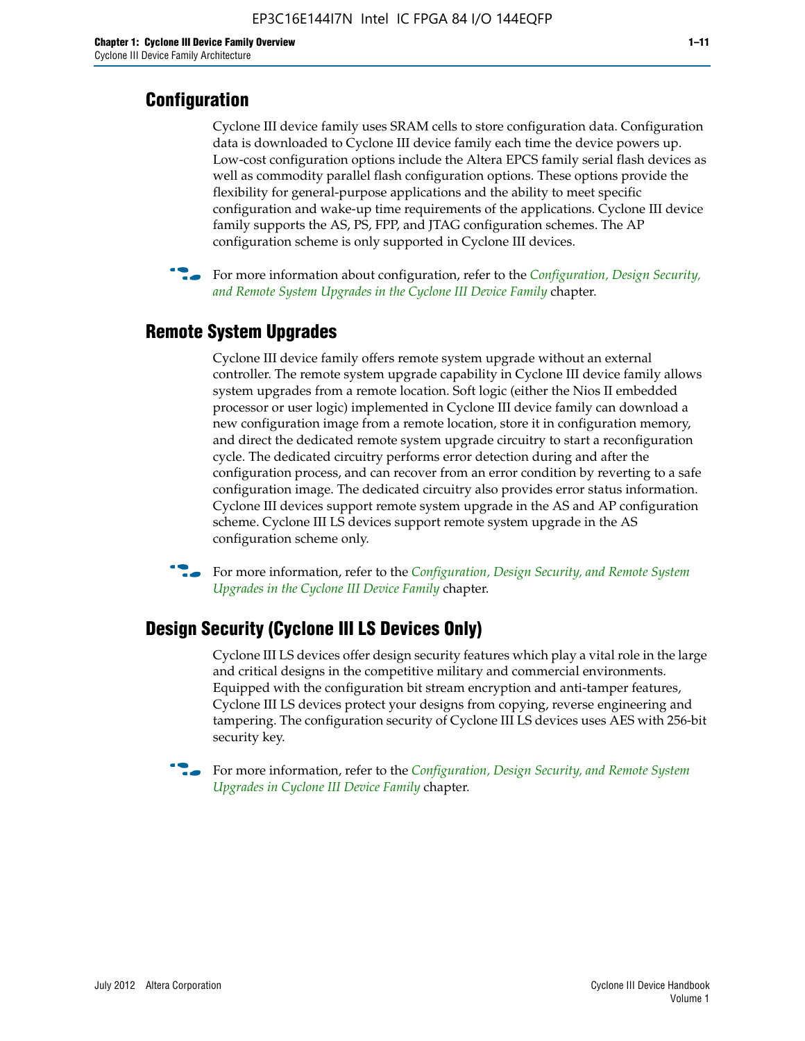## Configuration

Cyclone III device family uses SRAM cells to store configuration data. Configuration data is downloaded to Cyclone III device family each time the device powers up. Low-cost configuration options include the Altera EPCS family serial flash devices as well as commodity parallel flash configuration options. These options provide the flexibility for general-purpose applications and the ability to meet specific configuration and wake-up time requirements of the applications. Cyclone III device family supports the AS, PS, FPP, and JTAG configuration schemes. The AP configuration scheme is only supported in Cyclone III devices.

For more information about configuration, refer to the *Configuration, Design Security, and Remote System Upgrades in the Cyclone III Device Family* chapter.

## Remote System Upgrades

Cyclone III device family offers remote system upgrade without an external controller. The remote system upgrade capability in Cyclone III device family allows system upgrades from a remote location. Soft logic (either the Nios II embedded processor or user logic) implemented in Cyclone III device family can download a new configuration image from a remote location, store it in configuration memory, and direct the dedicated remote system upgrade circuitry to start a reconfiguration cycle. The dedicated circuitry performs error detection during and after the configuration process, and can recover from an error condition by reverting to a safe configuration image. The dedicated circuitry also provides error status information. Cyclone III devices support remote system upgrade in the AS and AP configuration scheme. Cyclone III LS devices support remote system upgrade in the AS configuration scheme only.

For more information, refer to the *Configuration, Design Security, and Remote System Upgrades in the Cyclone III Device Family* chapter.

## Design Security (Cyclone III LS Devices Only)

Cyclone III LS devices offer design security features which play a vital role in the large and critical designs in the competitive military and commercial environments. Equipped with the configuration bit stream encryption and anti-tamper features, Cyclone III LS devices protect your designs from copying, reverse engineering and tampering. The configuration security of Cyclone III LS devices uses AES with 256-bit security key.

For more information, refer to the *Configuration, Design Security, and Remote System Upgrades in Cyclone III Device Family* chapter.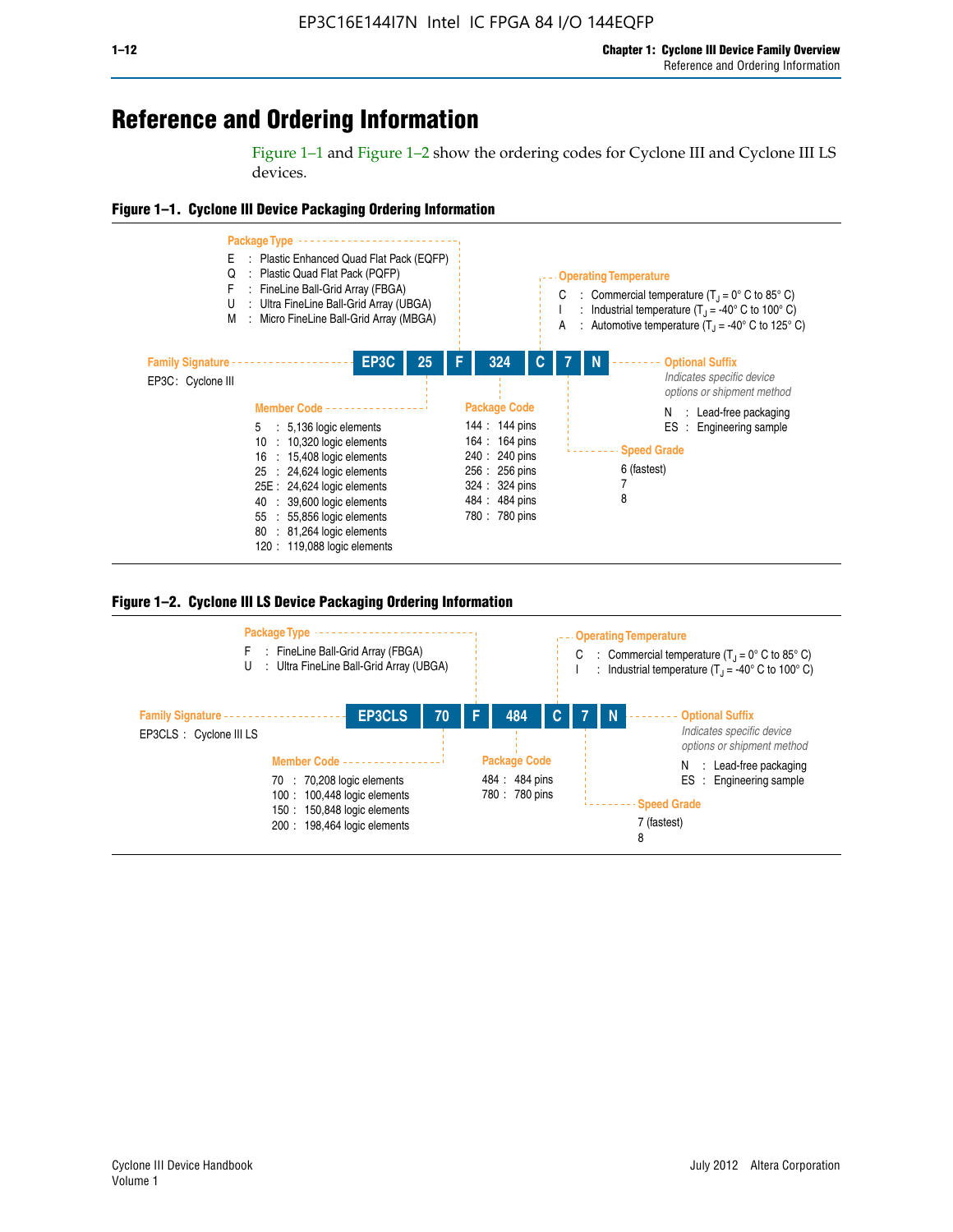# Reference and Ordering Information

Figure 1–1 and Figure 1–2 show the ordering codes for Cyclone III and Cyclone III LS devices.

**Figure 1–1. Cyclone III Device Packaging Ordering Information**

**EP3C | 25 | F | 324 | C | 7 | N**

**Family Signature**

EP3C : Cyclone III

**Member Code**

- 5 : 5,136 logic elements
- 10 : 10,320 logic elements
- 16 : 15,408 logic elements
- 25 : 24,624 logic elements
- 25E : 24,624 logic elements
- 40 : 39,600 logic elements
- 55 : 55,856 logic elements
- 80 : 81,264 logic elements
- 120 : 119,088 logic elements

**Package Type**

- E : Plastic Enhanced Quad Flat Pack (EQFP)
- Q : Plastic Quad Flat Pack (PQFP)
- F : FineLine Ball-Grid Array (FBGA)
- U : Ultra FineLine Ball-Grid Array (UBGA)
- M : Micro FineLine Ball-Grid Array (MBGA)

**Package Code**

- 144 : 144 pins
- 164 : 164 pins
- 240 : 240 pins
- 256 : 256 pins
- 324 : 324 pins
- 484 : 484 pins
- 780 : 780 pins

**Operating Temperature**

- C : Commercial temperature ($T_J$ = 0° C to 85° C)
- I : Industrial temperature ($T_J$ = -40° C to 100° C)
- A : Automotive temperature ($T_J$ = -40° C to 125° C)

**Speed Grade**

- 6 (fastest)
- 7
- 8

**Optional Suffix**

*Indicates specific device options or shipment method*

- N : Lead-free packaging
- ES : Engineering sample

**Figure 1–2. Cyclone III LS Device Packaging Ordering Information**

**EP3CLS | 70 | F | 484 | C | 7 | N**

**Family Signature**

EP3CLS : Cyclone III LS

**Member Code**

- 70 : 70,208 logic elements
- 100 : 100,448 logic elements
- 150 : 150,848 logic elements
- 200 : 198,464 logic elements

**Package Type**

- F : FineLine Ball-Grid Array (FBGA)
- U : Ultra FineLine Ball-Grid Array (UBGA)

**Package Code**

- 484 : 484 pins
- 780 : 780 pins

**Operating Temperature**

- C : Commercial temperature ($T_J$ = 0° C to 85° C)
- I : Industrial temperature ($T_J$ = -40° C to 100° C)

**Speed Grade**

- 7 (fastest)
- 8

**Optional Suffix**

*Indicates specific device options or shipment method*

- N : Lead-free packaging
- ES : Engineering sample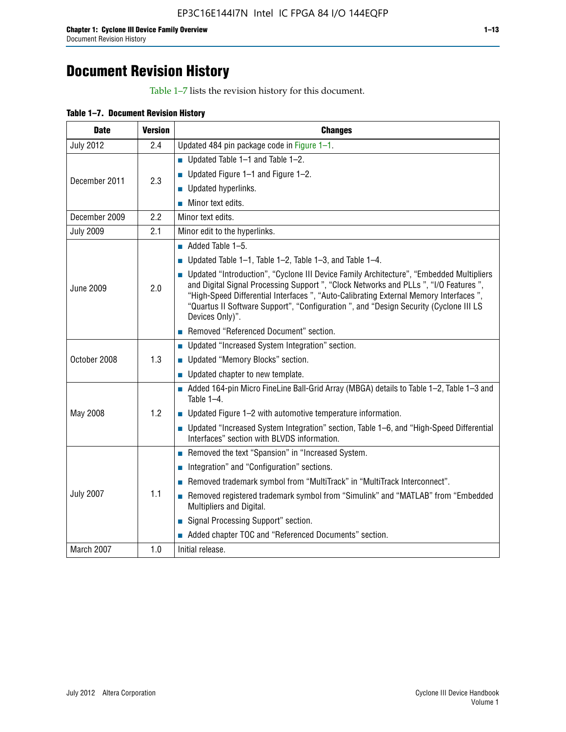# Document Revision History

Table 1–7 lists the revision history for this document.

**Table 1–7. Document Revision History**

| Date | Version | Changes |
|---|---|---|
| July 2012 | 2.4 | Updated 484 pin package code in Figure 1–1. |
| December 2011 | 2.3 | ■ Updated Table 1–1 and Table 1–2.<br>■ Updated Figure 1–1 and Figure 1–2.<br>■ Updated hyperlinks.<br>■ Minor text edits. |
| December 2009 | 2.2 | Minor text edits. |
| July 2009 | 2.1 | Minor edit to the hyperlinks. |
| June 2009 | 2.0 | ■ Added Table 1–5.<br>■ Updated Table 1–1, Table 1–2, Table 1–3, and Table 1–4.<br>■ Updated “Introduction”, “Cyclone III Device Family Architecture”, “Embedded Multipliers and Digital Signal Processing Support ”, “Clock Networks and PLLs ”, “I/O Features ”, “High-Speed Differential Interfaces ”, “Auto-Calibrating External Memory Interfaces ”, “Quartus II Software Support”, “Configuration ”, and “Design Security (Cyclone III LS Devices Only)”.<br>■ Removed “Referenced Document” section. |
| October 2008 | 1.3 | ■ Updated “Increased System Integration” section.<br>■ Updated “Memory Blocks” section.<br>■ Updated chapter to new template. |
| May 2008 | 1.2 | ■ Added 164-pin Micro FineLine Ball-Grid Array (MBGA) details to Table 1–2, Table 1–3 and Table 1–4.<br>■ Updated Figure 1–2 with automotive temperature information.<br>■ Updated “Increased System Integration” section, Table 1–6, and “High-Speed Differential Interfaces” section with BLVDS information. |
| July 2007 | 1.1 | ■ Removed the text “Spansion” in “Increased System.<br>■ Integration” and “Configuration” sections.<br>■ Removed trademark symbol from “MultiTrack” in “MultiTrack Interconnect”.<br>■ Removed registered trademark symbol from “Simulink” and “MATLAB” from “Embedded Multipliers and Digital.<br>■ Signal Processing Support” section.<br>■ Added chapter TOC and “Referenced Documents” section. |
| March 2007 | 1.0 | Initial release. |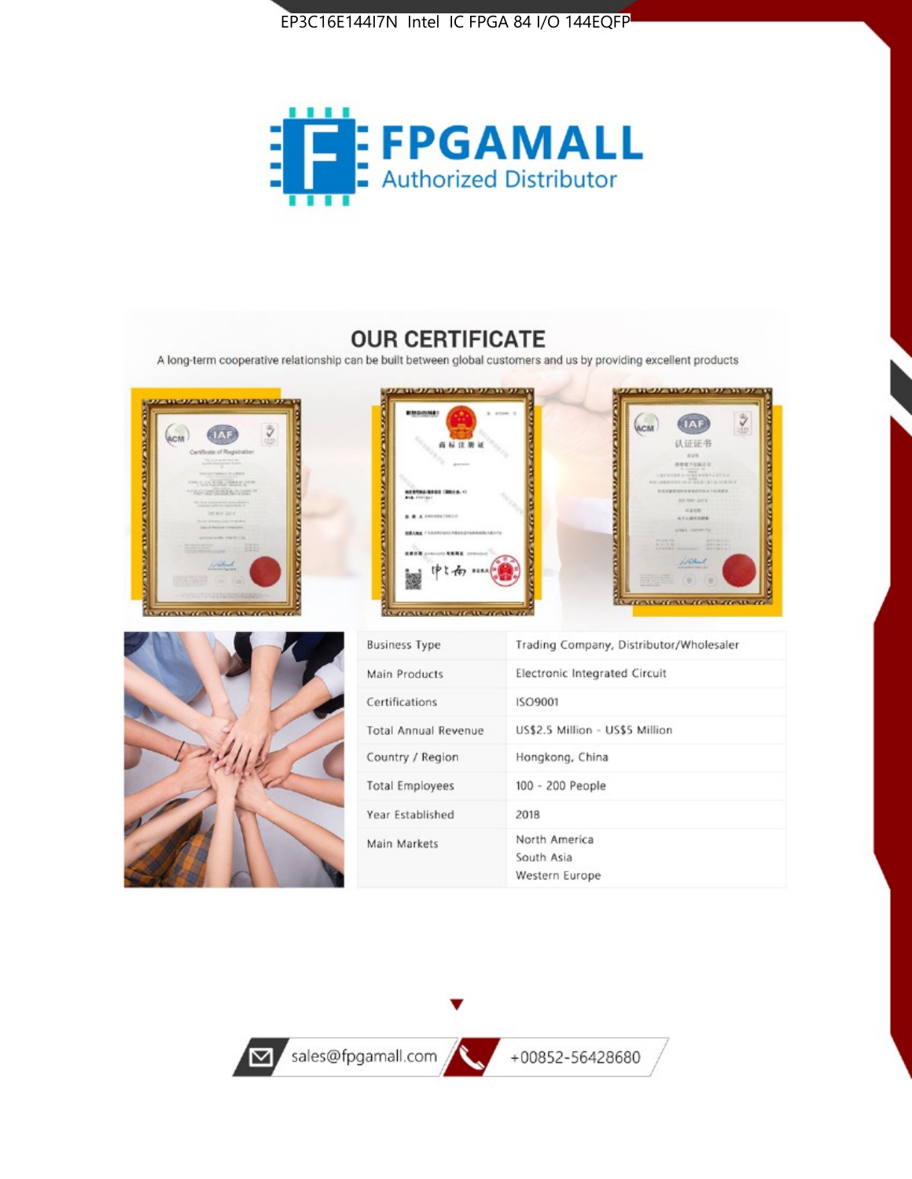FPGAMALL
Authorized Distributor

## OUR CERTIFICATE

A long-term cooperative relationship can be built between global customers and us by providing excellent products

| | |
|---|---|
| Business Type | Trading Company, Distributor/Wholesaler |
| Main Products | Electronic Integrated Circuit |
| Certifications | ISO9001 |
| Total Annual Revenue | US$2.5 Million - US$5 Million |
| Country / Region | Hongkong, China |
| Total Employees | 100 - 200 People |
| Year Established | 2018 |
| Main Markets | North America<br>South Asia<br>Western Europe |

sales@fpgamall.com

+00852-56428680